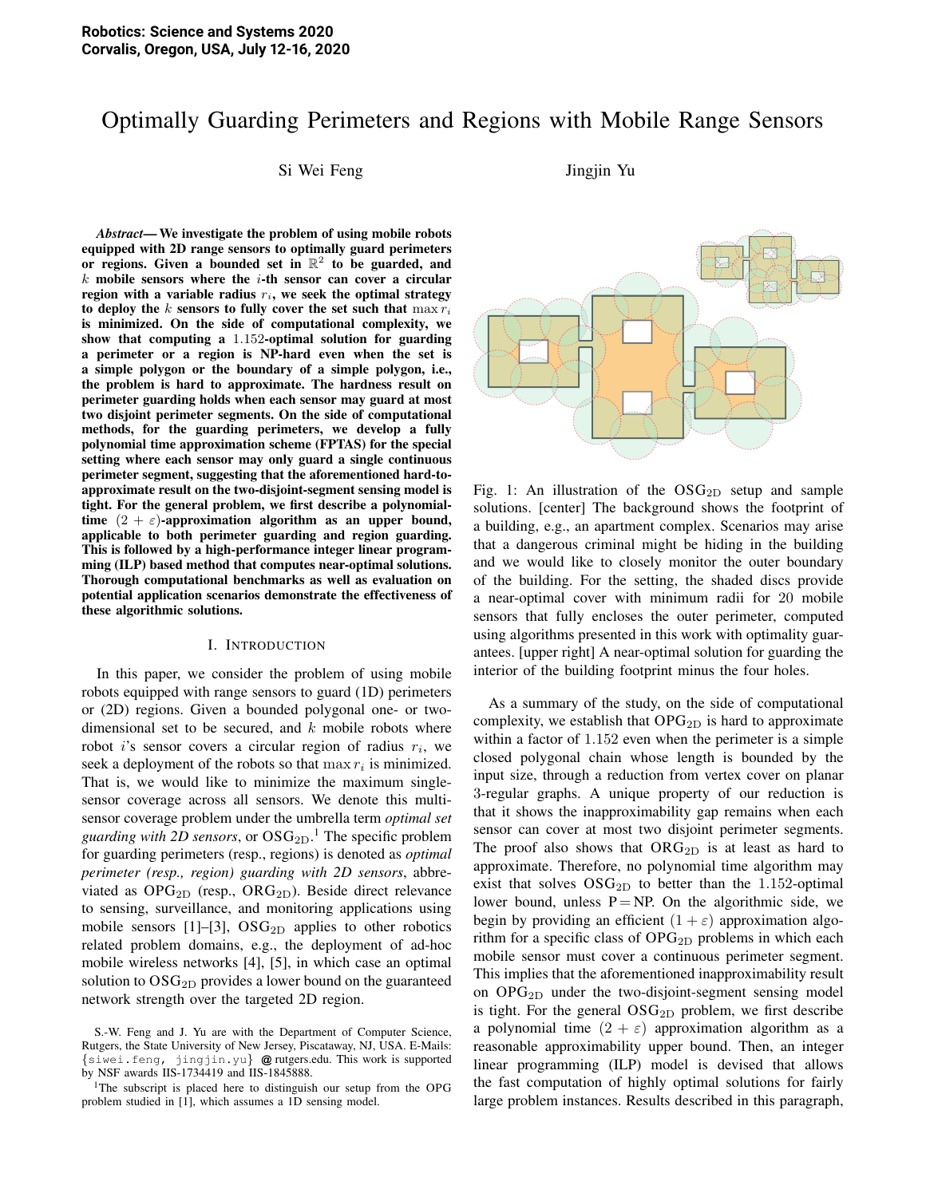# Optimally Guarding Perimeters and Regions with Mobile Range Sensors

Si Wei Feng    Jingjin Yu

***Abstract*— We investigate the problem of using mobile robots equipped with 2D range sensors to optimally guard perimeters or regions. Given a bounded set in $\mathbb{R}^2$ to be guarded, and $k$ mobile sensors where the $i$-th sensor can cover a circular region with a variable radius $r_i$, we seek the optimal strategy to deploy the $k$ sensors to fully cover the set such that $\max r_i$ is minimized. On the side of computational complexity, we show that computing a $1.152$-optimal solution for guarding a perimeter or a region is NP-hard even when the set is a simple polygon or the boundary of a simple polygon, i.e., the problem is hard to approximate. The hardness result on perimeter guarding holds when each sensor may guard at most two disjoint perimeter segments. On the side of computational methods, for the guarding perimeters, we develop a fully polynomial time approximation scheme (FPTAS) for the special setting where each sensor may only guard a single continuous perimeter segment, suggesting that the aforementioned hard-to-approximate result on the two-disjoint-segment sensing model is tight. For the general problem, we first describe a polynomial-time $(2+\varepsilon)$-approximation algorithm as an upper bound, applicable to both perimeter guarding and region guarding. This is followed by a high-performance integer linear programming (ILP) based method that computes near-optimal solutions. Thorough computational benchmarks as well as evaluation on potential application scenarios demonstrate the effectiveness of these algorithmic solutions.**

## I. Introduction

In this paper, we consider the problem of using mobile robots equipped with range sensors to guard (1D) perimeters or (2D) regions. Given a bounded polygonal one- or two-dimensional set to be secured, and $k$ mobile robots where robot $i$'s sensor covers a circular region of radius $r_i$, we seek a deployment of the robots so that $\max r_i$ is minimized. That is, we would like to minimize the maximum single-sensor coverage across all sensors. We denote this multi-sensor coverage problem under the umbrella term *optimal set guarding with 2D sensors*, or $\text{OSG}_{\text{2D}}$.[1] The specific problem for guarding perimeters (resp., regions) is denoted as *optimal perimeter (resp., region) guarding with 2D sensors*, abbreviated as $\text{OPG}_{\text{2D}}$ (resp., $\text{ORG}_{\text{2D}}$). Beside direct relevance to sensing, surveillance, and monitoring applications using mobile sensors [1]–[3], $\text{OSG}_{\text{2D}}$ applies to other robotics related problem domains, e.g., the deployment of ad-hoc mobile wireless networks [4], [5], in which case an optimal solution to $\text{OSG}_{\text{2D}}$ provides a lower bound on the guaranteed network strength over the targeted 2D region.

Fig. 1: An illustration of the $\text{OSG}_{\text{2D}}$ setup and sample solutions. [center] The background shows the footprint of a building, e.g., an apartment complex. Scenarios may arise that a dangerous criminal might be hiding in the building and we would like to closely monitor the outer boundary of the building. For the setting, the shaded discs provide a near-optimal cover with minimum radii for $20$ mobile sensors that fully encloses the outer perimeter, computed using algorithms presented in this work with optimality guarantees. [upper right] A near-optimal solution for guarding the interior of the building footprint minus the four holes.

As a summary of the study, on the side of computational complexity, we establish that $\text{OPG}_{\text{2D}}$ is hard to approximate within a factor of $1.152$ even when the perimeter is a simple closed polygonal chain whose length is bounded by the input size, through a reduction from vertex cover on planar 3-regular graphs. A unique property of our reduction is that it shows the inapproximability gap remains when each sensor can cover at most two disjoint perimeter segments. The proof also shows that $\text{ORG}_{\text{2D}}$ is at least as hard to approximate. Therefore, no polynomial time algorithm may exist that solves $\text{OSG}_{\text{2D}}$ to better than the $1.152$-optimal lower bound, unless P = NP. On the algorithmic side, we begin by providing an efficient $(1+\varepsilon)$ approximation algorithm for a specific class of $\text{OPG}_{\text{2D}}$ problems in which each mobile sensor must cover a continuous perimeter segment. This implies that the aforementioned inapproximability result on $\text{OPG}_{\text{2D}}$ under the two-disjoint-segment sensing model is tight. For the general $\text{OSG}_{\text{2D}}$ problem, we first describe a polynomial time $(2+\varepsilon)$ approximation algorithm as a reasonable approximability upper bound. Then, an integer linear programming (ILP) model is devised that allows the fast computation of highly optimal solutions for fairly large problem instances. Results described in this paragraph,

S.-W. Feng and J. Yu are with the Department of Computer Science, Rutgers, the State University of New Jersey, Piscataway, NJ, USA. E-Mails: {siwei.feng, jingjin.yu} @ rutgers.edu. This work is supported by NSF awards IIS-1734419 and IIS-1845888.

[1] The subscript is placed here to distinguish our setup from the OPG problem studied in [1], which assumes a 1D sensing model.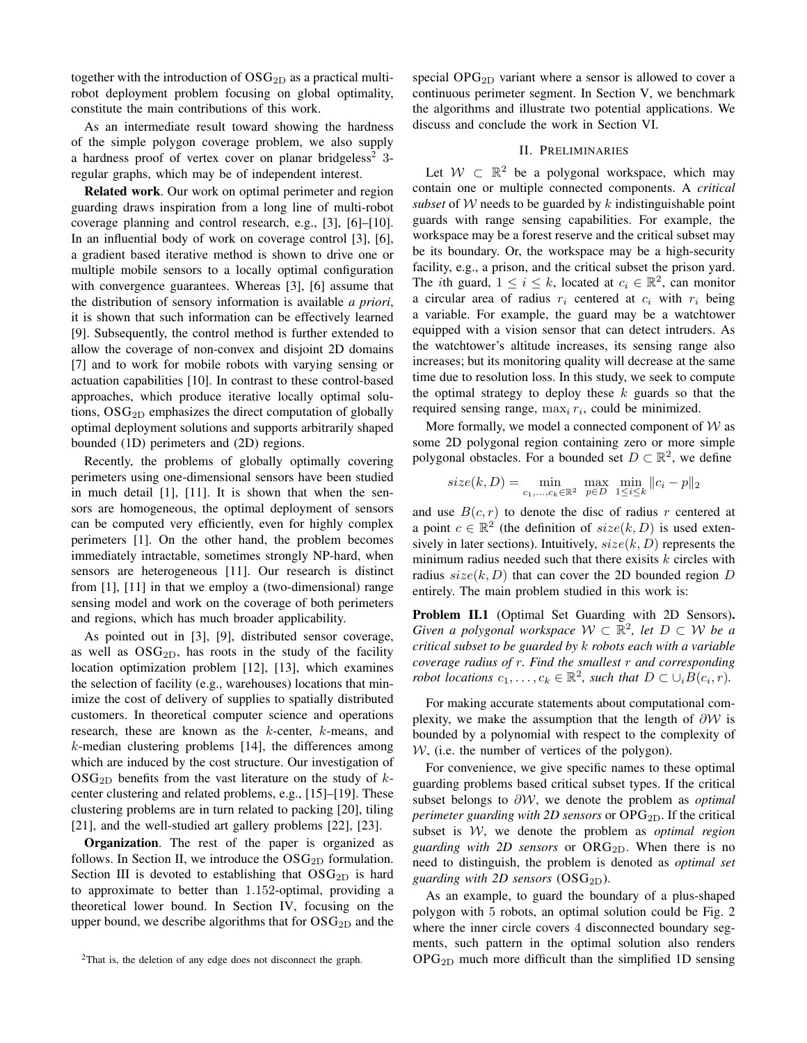together with the introduction of $\mathrm{OSG}_{2D}$ as a practical multi-robot deployment problem focusing on global optimality, constitute the main contributions of this work.

As an intermediate result toward showing the hardness of the simple polygon coverage problem, we also supply a hardness proof of vertex cover on planar bridgeless[2] 3-regular graphs, which may be of independent interest.

**Related work**. Our work on optimal perimeter and region guarding draws inspiration from a long line of multi-robot coverage planning and control research, e.g., [3], [6]–[10]. In an influential body of work on coverage control [3], [6], a gradient based iterative method is shown to drive one or multiple mobile sensors to a locally optimal configuration with convergence guarantees. Whereas [3], [6] assume that the distribution of sensory information is available *a priori*, it is shown that such information can be effectively learned [9]. Subsequently, the control method is further extended to allow the coverage of non-convex and disjoint 2D domains [7] and to work for mobile robots with varying sensing or actuation capabilities [10]. In contrast to these control-based approaches, which produce iterative locally optimal solutions, $\mathrm{OSG}_{2D}$ emphasizes the direct computation of globally optimal deployment solutions and supports arbitrarily shaped bounded (1D) perimeters and (2D) regions.

Recently, the problems of globally optimally covering perimeters using one-dimensional sensors have been studied in much detail [1], [11]. It is shown that when the sensors are homogeneous, the optimal deployment of sensors can be computed very efficiently, even for highly complex perimeters [1]. On the other hand, the problem becomes immediately intractable, sometimes strongly NP-hard, when sensors are heterogeneous [11]. Our research is distinct from [1], [11] in that we employ a (two-dimensional) range sensing model and work on the coverage of both perimeters and regions, which has much broader applicability.

As pointed out in [3], [9], distributed sensor coverage, as well as $\mathrm{OSG}_{2D}$, has roots in the study of the facility location optimization problem [12], [13], which examines the selection of facility (e.g., warehouses) locations that minimize the cost of delivery of supplies to spatially distributed customers. In theoretical computer science and operations research, these are known as the $k$-center, $k$-means, and $k$-median clustering problems [14], the differences among which are induced by the cost structure. Our investigation of $\mathrm{OSG}_{2D}$ benefits from the vast literature on the study of $k$-center clustering and related problems, e.g., [15]–[19]. These clustering problems are in turn related to packing [20], tiling [21], and the well-studied art gallery problems [22], [23].

**Organization**. The rest of the paper is organized as follows. In Section II, we introduce the $\mathrm{OSG}_{2D}$ formulation. Section III is devoted to establishing that $\mathrm{OSG}_{2D}$ is hard to approximate to better than $1.152$-optimal, providing a theoretical lower bound. In Section IV, focusing on the upper bound, we describe algorithms that for $\mathrm{OSG}_{2D}$ and the special $\mathrm{OPG}_{2D}$ variant where a sensor is allowed to cover a continuous perimeter segment. In Section V, we benchmark the algorithms and illustrate two potential applications. We discuss and conclude the work in Section VI.

[2]That is, the deletion of any edge does not disconnect the graph.

## II. Preliminaries

Let $\mathcal{W} \subset \mathbb{R}^2$ be a polygonal workspace, which may contain one or multiple connected components. A *critical subset* of $\mathcal{W}$ needs to be guarded by $k$ indistinguishable point guards with range sensing capabilities. For example, the workspace may be a forest reserve and the critical subset may be its boundary. Or, the workspace may be a high-security facility, e.g., a prison, and the critical subset the prison yard. The $i$th guard, $1 \leq i \leq k$, located at $c_i \in \mathbb{R}^2$, can monitor a circular area of radius $r_i$ centered at $c_i$ with $r_i$ being a variable. For example, the guard may be a watchtower equipped with a vision sensor that can detect intruders. As the watchtower's altitude increases, its sensing range also increases; but its monitoring quality will decrease at the same time due to resolution loss. In this study, we seek to compute the optimal strategy to deploy these $k$ guards so that the required sensing range, $\max_i r_i$, could be minimized.

More formally, we model a connected component of $\mathcal{W}$ as some 2D polygonal region containing zero or more simple polygonal obstacles. For a bounded set $D \subset \mathbb{R}^2$, we define

$$size(k, D) = \min_{c_1,\ldots,c_k \in \mathbb{R}^2} \max_{p \in D} \min_{1 \leq i \leq k} \|c_i - p\|_2$$

and use $B(c, r)$ to denote the disc of radius $r$ centered at a point $c \in \mathbb{R}^2$ (the definition of $size(k, D)$ is used extensively in later sections). Intuitively, $size(k, D)$ represents the minimum radius needed such that there exisits $k$ circles with radius $size(k, D)$ that can cover the 2D bounded region $D$ entirely. The main problem studied in this work is:

**Problem II.1** (Optimal Set Guarding with 2D Sensors)**.** *Given a polygonal workspace $\mathcal{W} \subset \mathbb{R}^2$, let $D \subset \mathcal{W}$ be a critical subset to be guarded by $k$ robots each with a variable coverage radius of $r$. Find the smallest $r$ and corresponding robot locations $c_1, \ldots, c_k \in \mathbb{R}^2$, such that $D \subset \cup_i B(c_i, r)$.*

For making accurate statements about computational complexity, we make the assumption that the length of $\partial\mathcal{W}$ is bounded by a polynomial with respect to the complexity of $\mathcal{W}$, (i.e. the number of vertices of the polygon).

For convenience, we give specific names to these optimal guarding problems based critical subset types. If the critical subset belongs to $\partial\mathcal{W}$, we denote the problem as *optimal perimeter guarding with 2D sensors* or $\mathrm{OPG}_{2D}$. If the critical subset is $\mathcal{W}$, we denote the problem as *optimal region guarding with 2D sensors* or $\mathrm{ORG}_{2D}$. When there is no need to distinguish, the problem is denoted as *optimal set guarding with 2D sensors* ($\mathrm{OSG}_{2D}$).

As an example, to guard the boundary of a plus-shaped polygon with $5$ robots, an optimal solution could be Fig. 2 where the inner circle covers $4$ disconnected boundary segments, such pattern in the optimal solution also renders $\mathrm{OPG}_{2D}$ much more difficult than the simplified 1D sensing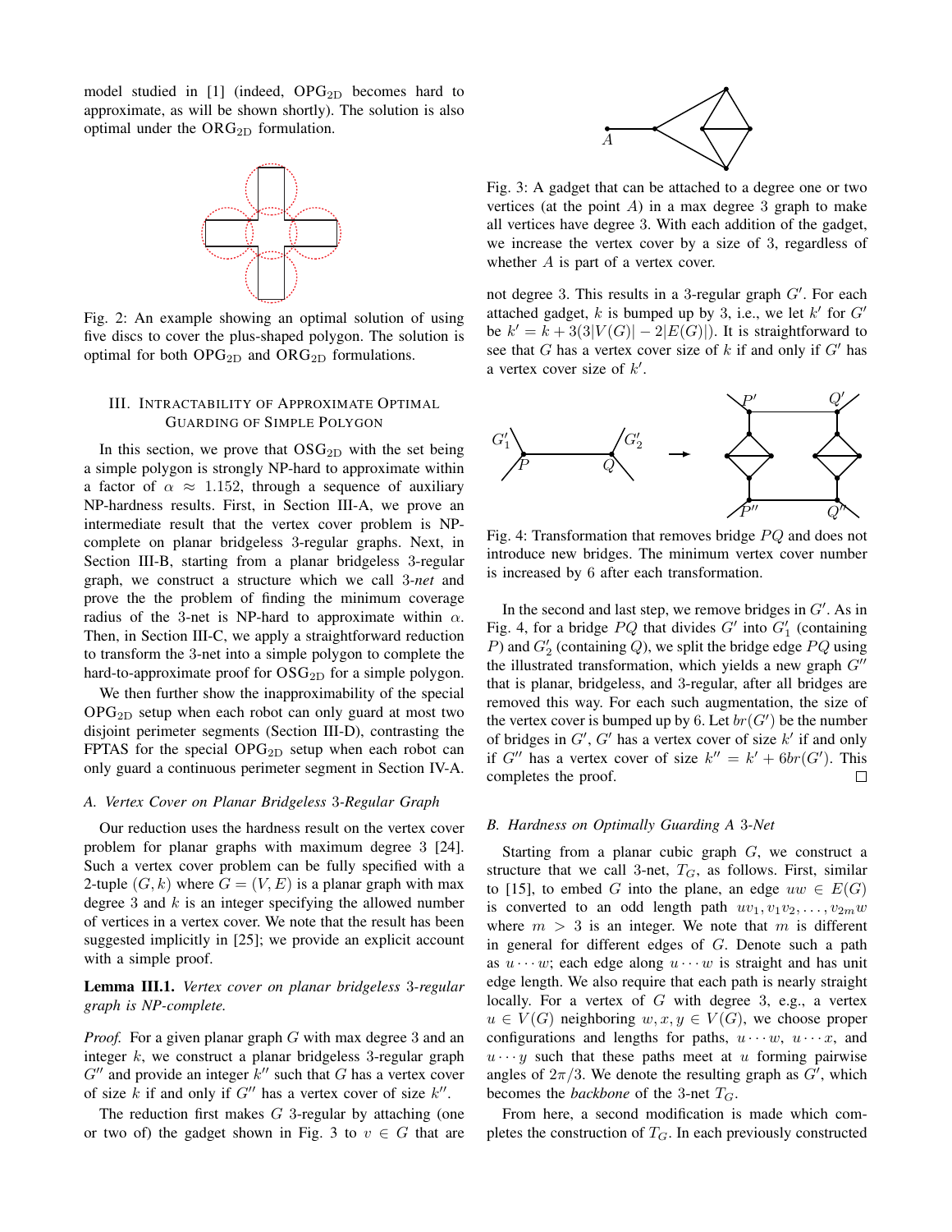model studied in [1] (indeed, $\text{OPG}_{\text{2D}}$ becomes hard to approximate, as will be shown shortly). The solution is also optimal under the $\text{ORG}_{\text{2D}}$ formulation.

Fig. 2: An example showing an optimal solution of using five discs to cover the plus-shaped polygon. The solution is optimal for both $\text{OPG}_{\text{2D}}$ and $\text{ORG}_{\text{2D}}$ formulations.

## III. Intractability of Approximate Optimal Guarding of Simple Polygon

In this section, we prove that $\text{OSG}_{\text{2D}}$ with the set being a simple polygon is strongly NP-hard to approximate within a factor of $\alpha \approx 1.152$, through a sequence of auxiliary NP-hardness results. First, in Section III-A, we prove an intermediate result that the vertex cover problem is NP-complete on planar bridgeless 3-regular graphs. Next, in Section III-B, starting from a planar bridgeless 3-regular graph, we construct a structure which we call 3-*net* and prove the the problem of finding the minimum coverage radius of the 3-net is NP-hard to approximate within $\alpha$. Then, in Section III-C, we apply a straightforward reduction to transform the 3-net into a simple polygon to complete the hard-to-approximate proof for $\text{OSG}_{\text{2D}}$ for a simple polygon.

We then further show the inapproximability of the special $\text{OPG}_{\text{2D}}$ setup when each robot can only guard at most two disjoint perimeter segments (Section III-D), contrasting the FPTAS for the special $\text{OPG}_{\text{2D}}$ setup when each robot can only guard a continuous perimeter segment in Section IV-A.

### A. Vertex Cover on Planar Bridgeless 3-Regular Graph

Our reduction uses the hardness result on the vertex cover problem for planar graphs with maximum degree 3 [24]. Such a vertex cover problem can be fully specified with a 2-tuple $(G, k)$ where $G = (V, E)$ is a planar graph with max degree 3 and $k$ is an integer specifying the allowed number of vertices in a vertex cover. We note that the result has been suggested implicitly in [25]; we provide an explicit account with a simple proof.

**Lemma III.1.** *Vertex cover on planar bridgeless* 3*-regular graph is NP-complete.*

*Proof.* For a given planar graph $G$ with max degree 3 and an integer $k$, we construct a planar bridgeless 3-regular graph $G''$ and provide an integer $k''$ such that $G$ has a vertex cover of size $k$ if and only if $G''$ has a vertex cover of size $k''$.

The reduction first makes $G$ 3-regular by attaching (one or two of) the gadget shown in Fig. 3 to $v \in G$ that are not degree 3. This results in a 3-regular graph $G'$. For each attached gadget, $k$ is bumped up by 3, i.e., we let $k'$ for $G'$ be $k' = k + 3(3|V(G)| - 2|E(G)|)$. It is straightforward to see that $G$ has a vertex cover size of $k$ if and only if $G'$ has a vertex cover size of $k'$.

Fig. 3: A gadget that can be attached to a degree one or two vertices (at the point $A$) in a max degree 3 graph to make all vertices have degree 3. With each addition of the gadget, we increase the vertex cover by a size of 3, regardless of whether $A$ is part of a vertex cover.

Fig. 4: Transformation that removes bridge $PQ$ and does not introduce new bridges. The minimum vertex cover number is increased by 6 after each transformation.

In the second and last step, we remove bridges in $G'$. As in Fig. 4, for a bridge $PQ$ that divides $G'$ into $G'_1$ (containing $P$) and $G'_2$ (containing $Q$), we split the bridge edge $PQ$ using the illustrated transformation, which yields a new graph $G''$ that is planar, bridgeless, and 3-regular, after all bridges are removed this way. For each such augmentation, the size of the vertex cover is bumped up by 6. Let $br(G')$ be the number of bridges in $G'$, $G'$ has a vertex cover of size $k'$ if and only if $G''$ has a vertex cover of size $k'' = k' + 6br(G')$. This completes the proof. $\square$

### B. Hardness on Optimally Guarding A 3-Net

Starting from a planar cubic graph $G$, we construct a structure that we call 3-net, $T_G$, as follows. First, similar to [15], to embed $G$ into the plane, an edge $uw \in E(G)$ is converted to an odd length path $uv_1, v_1v_2, \ldots, v_{2m}w$ where $m > 3$ is an integer. We note that $m$ is different in general for different edges of $G$. Denote such a path as $u \cdots w$; each edge along $u \cdots w$ is straight and has unit edge length. We also require that each path is nearly straight locally. For a vertex of $G$ with degree 3, e.g., a vertex $u \in V(G)$ neighboring $w, x, y \in V(G)$, we choose proper configurations and lengths for paths, $u \cdots w$, $u \cdots x$, and $u \cdots y$ such that these paths meet at $u$ forming pairwise angles of $2\pi/3$. We denote the resulting graph as $G'$, which becomes the *backbone* of the 3-net $T_G$.

From here, a second modification is made which completes the construction of $T_G$. In each previously constructed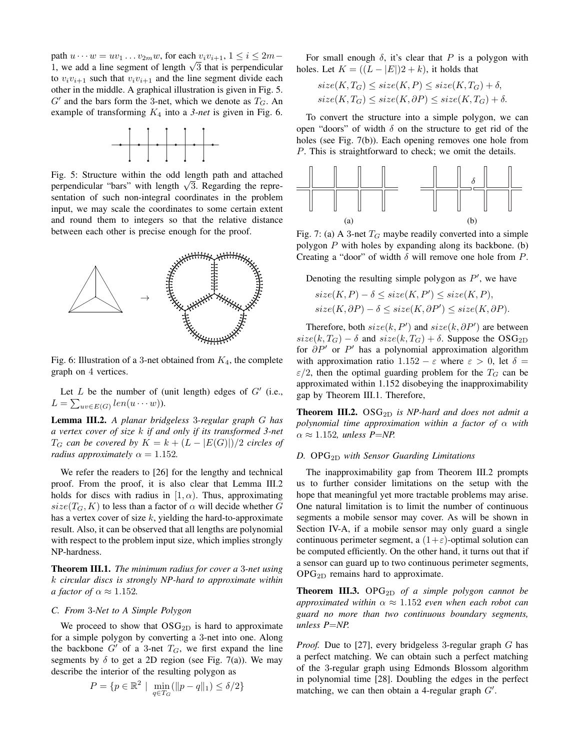path $u \cdots w = uv_1 \ldots v_{2m}w$, for each $v_iv_{i+1}$, $1 \leq i \leq 2m-1$, we add a line segment of length $\sqrt{3}$ that is perpendicular to $v_iv_{i+1}$ such that $v_iv_{i+1}$ and the line segment divide each other in the middle. A graphical illustration is given in Fig. 5. $G'$ and the bars form the 3-net, which we denote as $T_G$. An example of transforming $K_4$ into a *3-net* is given in Fig. 6.

Fig. 5: Structure within the odd length path and attached perpendicular "bars" with length $\sqrt{3}$. Regarding the representation of such non-integral coordinates in the problem input, we may scale the coordinates to some certain extent and round them to integers so that the relative distance between each other is precise enough for the proof.

Fig. 6: Illustration of a 3-net obtained from $K_4$, the complete graph on 4 vertices.

Let $L$ be the number of (unit length) edges of $G'$ (i.e., $L = \sum_{uv \in E(G)} len(u \cdots w)$).

**Lemma III.2.** *A planar bridgeless 3-regular graph $G$ has a vertex cover of size $k$ if and only if its transformed 3-net $T_G$ can be covered by $K = k + (L - |E(G)|)/2$ circles of radius approximately $\alpha = 1.152$.*

We refer the readers to [26] for the lengthy and technical proof. From the proof, it is also clear that Lemma III.2 holds for discs with radius in $[1, \alpha)$. Thus, approximating $size(T_G, K)$ to less than a factor of $\alpha$ will decide whether $G$ has a vertex cover of size $k$, yielding the hard-to-approximate result. Also, it can be observed that all lengths are polynomial with respect to the problem input size, which implies strongly NP-hardness.

**Theorem III.1.** *The minimum radius for cover a 3-net using $k$ circular discs is strongly NP-hard to approximate within a factor of $\alpha \approx 1.152$.*

### C. From 3-Net to A Simple Polygon

We proceed to show that $\text{OSG}_{\text{2D}}$ is hard to approximate for a simple polygon by converting a 3-net into one. Along the backbone $G'$ of a 3-net $T_G$, we first expand the line segments by $\delta$ to get a 2D region (see Fig. 7(a)). We may describe the interior of the resulting polygon as

$$P = \{p \in \mathbb{R}^2 \mid \min_{q \in T_G}(\|p - q\|_1) \leq \delta/2\}$$

For small enough $\delta$, it's clear that $P$ is a polygon with holes. Let $K = ((L - |E|)2 + k)$, it holds that

$$size(K, T_G) \leq size(K, P) \leq size(K, T_G) + \delta,$$
$$size(K, T_G) \leq size(K, \partial P) \leq size(K, T_G) + \delta.$$

To convert the structure into a simple polygon, we can open "doors" of width $\delta$ on the structure to get rid of the holes (see Fig. 7(b)). Each opening removes one hole from $P$. This is straightforward to check; we omit the details.

Fig. 7: (a) A 3-net $T_G$ maybe readily converted into a simple polygon $P$ with holes by expanding along its backbone. (b) Creating a "door" of width $\delta$ will remove one hole from $P$.

Denoting the resulting simple polygon as $P'$, we have

$$size(K, P) - \delta \leq size(K, P') \leq size(K, P),$$
$$size(K, \partial P) - \delta \leq size(K, \partial P') \leq size(K, \partial P).$$

Therefore, both $size(k, P')$ and $size(k, \partial P')$ are between $size(k, T_G) - \delta$ and $size(k, T_G) + \delta$. Suppose the $\text{OSG}_{\text{2D}}$ for $\partial P'$ or $P'$ has a polynomial approximation algorithm with approximation ratio $1.152 - \varepsilon$ where $\varepsilon > 0$, let $\delta = \varepsilon/2$, then the optimal guarding problem for the $T_G$ can be approximated within 1.152 disobeying the inapproximability gap by Theorem III.1. Therefore,

**Theorem III.2.** $\text{OSG}_{\text{2D}}$ *is NP-hard and does not admit a polynomial time approximation within a factor of $\alpha$ with $\alpha \approx 1.152$, unless P=NP.*

### D. $\text{OPG}_{\text{2D}}$ with Sensor Guarding Limitations

The inapproximability gap from Theorem III.2 prompts us to further consider limitations on the setup with the hope that meaningful yet more tractable problems may arise. One natural limitation is to limit the number of continuous segments a mobile sensor may cover. As will be shown in Section IV-A, if a mobile sensor may only guard a single continuous perimeter segment, a $(1+\varepsilon)$-optimal solution can be computed efficiently. On the other hand, it turns out that if a sensor can guard up to two continuous perimeter segments, $\text{OPG}_{\text{2D}}$ remains hard to approximate.

**Theorem III.3.** $\text{OPG}_{\text{2D}}$ *of a simple polygon cannot be approximated within $\alpha \approx 1.152$ even when each robot can guard no more than two continuous boundary segments, unless P=NP.*

*Proof.* Due to [27], every bridgeless 3-regular graph $G$ has a perfect matching. We can obtain such a perfect matching of the 3-regular graph using Edmonds Blossom algorithm in polynomial time [28]. Doubling the edges in the perfect matching, we can then obtain a 4-regular graph $G'$.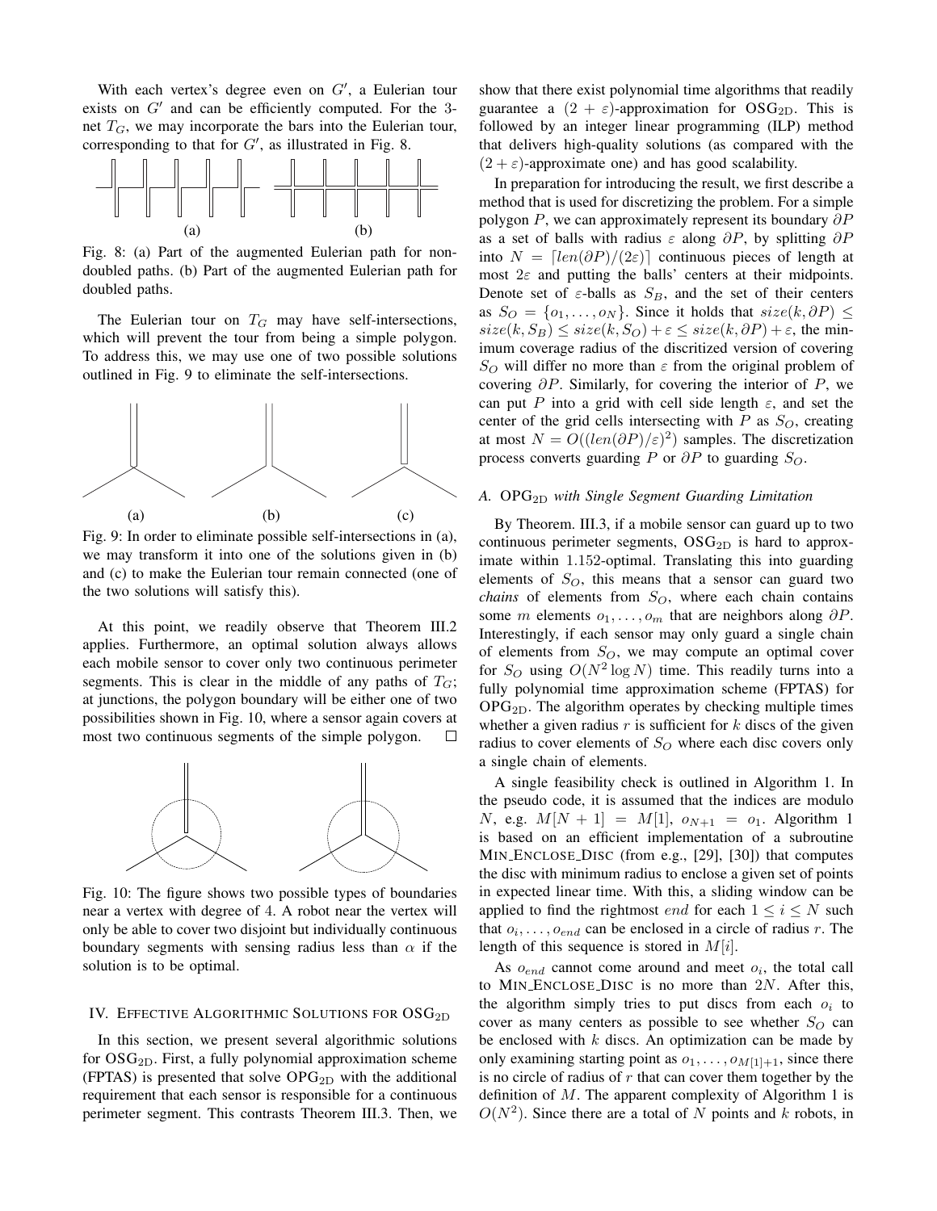With each vertex's degree even on $G'$, a Eulerian tour exists on $G'$ and can be efficiently computed. For the 3-net $T_G$, we may incorporate the bars into the Eulerian tour, corresponding to that for $G'$, as illustrated in Fig. 8.

Fig. 8: (a) Part of the augmented Eulerian path for non-doubled paths. (b) Part of the augmented Eulerian path for doubled paths.

The Eulerian tour on $T_G$ may have self-intersections, which will prevent the tour from being a simple polygon. To address this, we may use one of two possible solutions outlined in Fig. 9 to eliminate the self-intersections.

Fig. 9: In order to eliminate possible self-intersections in (a), we may transform it into one of the solutions given in (b) and (c) to make the Eulerian tour remain connected (one of the two solutions will satisfy this).

At this point, we readily observe that Theorem III.2 applies. Furthermore, an optimal solution always allows each mobile sensor to cover only two continuous perimeter segments. This is clear in the middle of any paths of $T_G$; at junctions, the polygon boundary will be either one of two possibilities shown in Fig. 10, where a sensor again covers at most two continuous segments of the simple polygon. □

Fig. 10: The figure shows two possible types of boundaries near a vertex with degree of 4. A robot near the vertex will only be able to cover two disjoint but individually continuous boundary segments with sensing radius less than $\alpha$ if the solution is to be optimal.

## IV. Effective Algorithmic Solutions for $\text{OSG}_{\text{2D}}$

In this section, we present several algorithmic solutions for $\text{OSG}_{\text{2D}}$. First, a fully polynomial approximation scheme (FPTAS) is presented that solve $\text{OPG}_{\text{2D}}$ with the additional requirement that each sensor is responsible for a continuous perimeter segment. This contrasts Theorem III.3. Then, we show that there exist polynomial time algorithms that readily guarantee a $(2 + \varepsilon)$-approximation for $\text{OSG}_{\text{2D}}$. This is followed by an integer linear programming (ILP) method that delivers high-quality solutions (as compared with the $(2+\varepsilon)$-approximate one) and has good scalability.

In preparation for introducing the result, we first describe a method that is used for discretizing the problem. For a simple polygon $P$, we can approximately represent its boundary $\partial P$ as a set of balls with radius $\varepsilon$ along $\partial P$, by splitting $\partial P$ into $N = \lceil len(\partial P)/(2\varepsilon) \rceil$ continuous pieces of length at most $2\varepsilon$ and putting the balls' centers at their midpoints. Denote set of $\varepsilon$-balls as $S_B$, and the set of their centers as $S_O = \{o_1, \ldots, o_N\}$. Since it holds that $size(k, \partial P) \leq size(k, S_B) \leq size(k, S_O) + \varepsilon \leq size(k, \partial P) + \varepsilon$, the minimum coverage radius of the discritized version of covering $S_O$ will differ no more than $\varepsilon$ from the original problem of covering $\partial P$. Similarly, for covering the interior of $P$, we can put $P$ into a grid with cell side length $\varepsilon$, and set the center of the grid cells intersecting with $P$ as $S_O$, creating at most $N = O((len(\partial P)/\varepsilon)^2)$ samples. The discretization process converts guarding $P$ or $\partial P$ to guarding $S_O$.

### A. $\text{OPG}_{\text{2D}}$ *with Single Segment Guarding Limitation*

By Theorem. III.3, if a mobile sensor can guard up to two continuous perimeter segments, $\text{OSG}_{\text{2D}}$ is hard to approximate within 1.152-optimal. Translating this into guarding elements of $S_O$, this means that a sensor can guard two *chains* of elements from $S_O$, where each chain contains some $m$ elements $o_1, \ldots, o_m$ that are neighbors along $\partial P$. Interestingly, if each sensor may only guard a single chain of elements from $S_O$, we may compute an optimal cover for $S_O$ using $O(N^2 \log N)$ time. This readily turns into a fully polynomial time approximation scheme (FPTAS) for $\text{OPG}_{\text{2D}}$. The algorithm operates by checking multiple times whether a given radius $r$ is sufficient for $k$ discs of the given radius to cover elements of $S_O$ where each disc covers only a single chain of elements.

A single feasibility check is outlined in Algorithm 1. In the pseudo code, it is assumed that the indices are modulo $N$, e.g. $M[N + 1] = M[1]$, $o_{N+1} = o_1$. Algorithm 1 is based on an efficient implementation of a subroutine MIN_ENCLOSE_DISC (from e.g., [29], [30]) that computes the disc with minimum radius to enclose a given set of points in expected linear time. With this, a sliding window can be applied to find the rightmost $end$ for each $1 \leq i \leq N$ such that $o_i, \ldots, o_{end}$ can be enclosed in a circle of radius $r$. The length of this sequence is stored in $M[i]$.

As $o_{end}$ cannot come around and meet $o_i$, the total call to MIN_ENCLOSE_DISC is no more than $2N$. After this, the algorithm simply tries to put discs from each $o_i$ to cover as many centers as possible to see whether $S_O$ can be enclosed with $k$ discs. An optimization can be made by only examining starting point as $o_1, \ldots, o_{M[1]+1}$, since there is no circle of radius of $r$ that can cover them together by the definition of $M$. The apparent complexity of Algorithm 1 is $O(N^2)$. Since there are a total of $N$ points and $k$ robots, in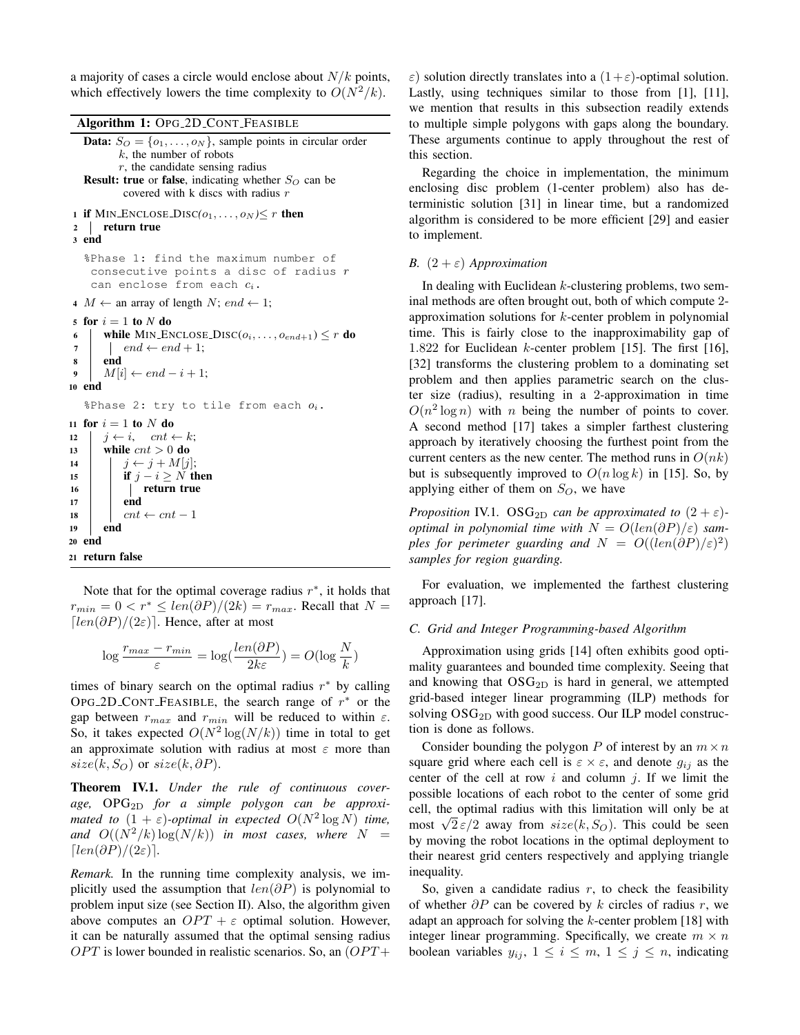a majority of cases a circle would enclose about $N/k$ points, which effectively lowers the time complexity to $O(N^2/k)$.

**Algorithm 1:** OPG_2D_CONT_FEASIBLE

```
Data: S_O = {o_1, ..., o_N}, sample points in circular order
      k, the number of robots
      r, the candidate sensing radius
Result: true or false, indicating whether S_O can be
        covered with k discs with radius r
1  if MIN_ENCLOSE_DISC(o_1, ..., o_N) ≤ r then
2  |  return true
3  end
   %Phase 1: find the maximum number of
    consecutive points a disc of radius r
    can enclose from each c_i.
4  M ← an array of length N; end ← 1;
5  for i = 1 to N do
6  |  while MIN_ENCLOSE_DISC(o_i, ..., o_{end+1}) ≤ r do
7  |  |  end ← end + 1;
8  |  end
9  |  M[i] ← end − i + 1;
10 end
   %Phase 2: try to tile from each o_i.
11 for i = 1 to N do
12 |  j ← i,   cnt ← k;
13 |  while cnt > 0 do
14 |  |  j ← j + M[j];
15 |  |  if j − i ≥ N then
16 |  |  |  return true
17 |  |  end
18 |  |  cnt ← cnt − 1
19 |  end
20 end
21 return false
```

Note that for the optimal coverage radius $r^*$, it holds that $r_{min} = 0 < r^* \leq len(\partial P)/(2k) = r_{max}$. Recall that $N = \lceil len(\partial P)/(2\varepsilon) \rceil$. Hence, after at most

$$\log \frac{r_{max} - r_{min}}{\varepsilon} = \log(\frac{len(\partial P)}{2k\varepsilon}) = O(\log \frac{N}{k})$$

times of binary search on the optimal radius $r^*$ by calling OPG_2D_CONT_FEASIBLE, the search range of $r^*$ or the gap between $r_{max}$ and $r_{min}$ will be reduced to within $\varepsilon$. So, it takes expected $O(N^2 \log(N/k))$ time in total to get an approximate solution with radius at most $\varepsilon$ more than $size(k, S_O)$ or $size(k, \partial P)$.

**Theorem IV.1.** *Under the rule of continuous coverage,* $\text{OPG}_{\text{2D}}$ *for a simple polygon can be approximated to* $(1+\varepsilon)$*-optimal in expected* $O(N^2 \log N)$ *time, and* $O((N^2/k)\log(N/k))$ *in most cases, where* $N = \lceil len(\partial P)/(2\varepsilon) \rceil$.

*Remark.* In the running time complexity analysis, we implicitly used the assumption that $len(\partial P)$ is polynomial to problem input size (see Section II). Also, the algorithm given above computes an $OPT + \varepsilon$ optimal solution. However, it can be naturally assumed that the optimal sensing radius $OPT$ is lower bounded in realistic scenarios. So, an $(OPT + \varepsilon)$ solution directly translates into a $(1+\varepsilon)$-optimal solution. Lastly, using techniques similar to those from [1], [11], we mention that results in this subsection readily extends to multiple simple polygons with gaps along the boundary. These arguments continue to apply throughout the rest of this section.

Regarding the choice in implementation, the minimum enclosing disc problem (1-center problem) also has deterministic solution [31] in linear time, but a randomized algorithm is considered to be more efficient [29] and easier to implement.

### B. $(2+\varepsilon)$ Approximation

In dealing with Euclidean $k$-clustering problems, two seminal methods are often brought out, both of which compute 2-approximation solutions for $k$-center problem in polynomial time. This is fairly close to the inapproximability gap of 1.822 for Euclidean $k$-center problem [15]. The first [16], [32] transforms the clustering problem to a dominating set problem and then applies parametric search on the cluster size (radius), resulting in a 2-approximation in time $O(n^2 \log n)$ with $n$ being the number of points to cover. A second method [17] takes a simpler farthest clustering approach by iteratively choosing the furthest point from the current centers as the new center. The method runs in $O(nk)$ but is subsequently improved to $O(n \log k)$ in [15]. So, by applying either of them on $S_O$, we have

*Proposition* IV.1. $\text{OSG}_{\text{2D}}$ *can be approximated to* $(2+\varepsilon)$*-optimal in polynomial time with* $N = O(len(\partial P)/\varepsilon)$ *samples for perimeter guarding and* $N = O((len(\partial P)/\varepsilon)^2)$ *samples for region guarding.*

For evaluation, we implemented the farthest clustering approach [17].

### C. Grid and Integer Programming-based Algorithm

Approximation using grids [14] often exhibits good optimality guarantees and bounded time complexity. Seeing that and knowing that $\text{OSG}_{\text{2D}}$ is hard in general, we attempted grid-based integer linear programming (ILP) methods for solving $\text{OSG}_{\text{2D}}$ with good success. Our ILP model construction is done as follows.

Consider bounding the polygon $P$ of interest by an $m \times n$ square grid where each cell is $\varepsilon \times \varepsilon$, and denote $g_{ij}$ as the center of the cell at row $i$ and column $j$. If we limit the possible locations of each robot to the center of some grid cell, the optimal radius with this limitation will only be at most $\sqrt{2}\varepsilon/2$ away from $size(k, S_O)$. This could be seen by moving the robot locations in the optimal deployment to their nearest grid centers respectively and applying triangle inequality.

So, given a candidate radius $r$, to check the feasibility of whether $\partial P$ can be covered by $k$ circles of radius $r$, we adapt an approach for solving the $k$-center problem [18] with integer linear programming. Specifically, we create $m \times n$ boolean variables $y_{ij}$, $1 \leq i \leq m$, $1 \leq j \leq n$, indicating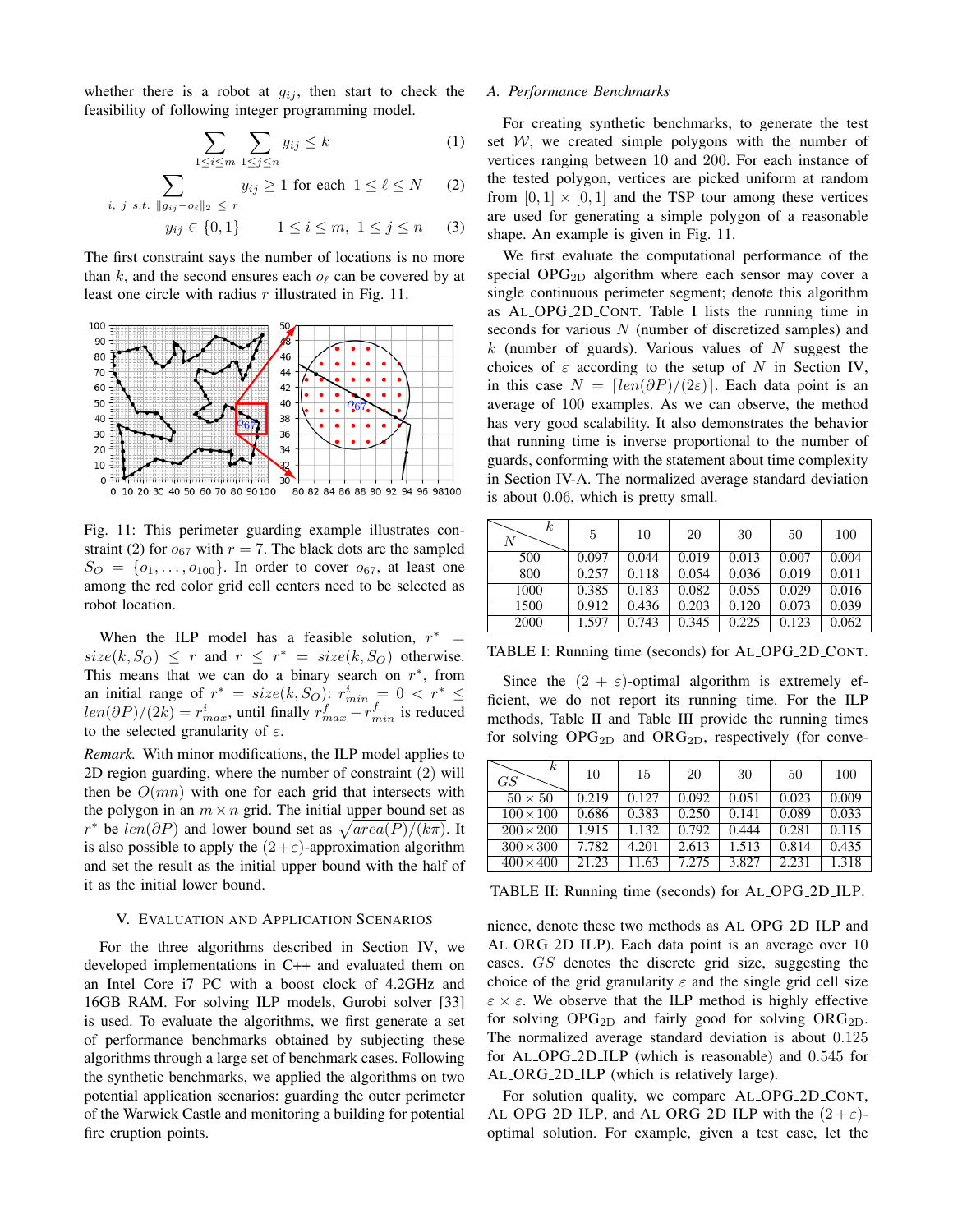whether there is a robot at $g_{ij}$, then start to check the feasibility of following integer programming model.

$$\sum_{1 \le i \le m} \sum_{1 \le j \le n} y_{ij} \le k \tag{1}$$

$$\sum_{i,\ j\ s.t.\ \|g_{ij} - o_\ell\|_2\ \le\ r} y_{ij} \ge 1 \text{ for each } 1 \le \ell \le N \tag{2}$$

$$y_{ij} \in \{0, 1\} \qquad 1 \le i \le m,\ 1 \le j \le n \tag{3}$$

The first constraint says the number of locations is no more than $k$, and the second ensures each $o_\ell$ can be covered by at least one circle with radius $r$ illustrated in Fig. 11.

Fig. 11: This perimeter guarding example illustrates constraint (2) for $o_{67}$ with $r = 7$. The black dots are the sampled $S_O = \{o_1, \ldots, o_{100}\}$. In order to cover $o_{67}$, at least one among the red color grid cell centers need to be selected as robot location.

When the ILP model has a feasible solution, $r^* = size(k, S_O) \le r$ and $r \le r^* = size(k, S_O)$ otherwise. This means that we can do a binary search on $r^*$, from an initial range of $r^* = size(k, S_O)$: $r^i_{min} = 0 < r^* \le len(\partial P)/(2k) = r^i_{max}$, until finally $r^f_{max} - r^f_{min}$ is reduced to the selected granularity of $\varepsilon$.

*Remark.* With minor modifications, the ILP model applies to 2D region guarding, where the number of constraint (2) will then be $O(mn)$ with one for each grid that intersects with the polygon in an $m \times n$ grid. The initial upper bound set as $r^*$ be $len(\partial P)$ and lower bound set as $\sqrt{area(P)/(k\pi)}$. It is also possible to apply the $(2+\varepsilon)$-approximation algorithm and set the result as the initial upper bound with the half of it as the initial lower bound.

## V. Evaluation and Application Scenarios

For the three algorithms described in Section IV, we developed implementations in C++ and evaluated them on an Intel Core i7 PC with a boost clock of 4.2GHz and 16GB RAM. For solving ILP models, Gurobi solver [33] is used. To evaluate the algorithms, we first generate a set of performance benchmarks obtained by subjecting these algorithms through a large set of benchmark cases. Following the synthetic benchmarks, we applied the algorithms on two potential application scenarios: guarding the outer perimeter of the Warwick Castle and monitoring a building for potential fire eruption points.

### A. Performance Benchmarks

For creating synthetic benchmarks, to generate the test set $\mathcal{W}$, we created simple polygons with the number of vertices ranging between 10 and 200. For each instance of the tested polygon, vertices are picked uniform at random from $[0, 1] \times [0, 1]$ and the TSP tour among these vertices are used for generating a simple polygon of a reasonable shape. An example is given in Fig. 11.

We first evaluate the computational performance of the special OPG$_{2D}$ algorithm where each sensor may cover a single continuous perimeter segment; denote this algorithm as AL_OPG_2D_CONT. Table I lists the running time in seconds for various $N$ (number of discretized samples) and $k$ (number of guards). Various values of $N$ suggest the choices of $\varepsilon$ according to the setup of $N$ in Section IV, in this case $N = \lceil len(\partial P)/(2\varepsilon) \rceil$. Each data point is an average of 100 examples. As we can observe, the method has very good scalability. It also demonstrates the behavior that running time is inverse proportional to the number of guards, conforming with the statement about time complexity in Section IV-A. The normalized average standard deviation is about 0.06, which is pretty small.

| $N$ \ $k$ | 5 | 10 | 20 | 30 | 50 | 100 |
|---|---|---|---|---|---|---|
| 500 | 0.097 | 0.044 | 0.019 | 0.013 | 0.007 | 0.004 |
| 800 | 0.257 | 0.118 | 0.054 | 0.036 | 0.019 | 0.011 |
| 1000 | 0.385 | 0.183 | 0.082 | 0.055 | 0.029 | 0.016 |
| 1500 | 0.912 | 0.436 | 0.203 | 0.120 | 0.073 | 0.039 |
| 2000 | 1.597 | 0.743 | 0.345 | 0.225 | 0.123 | 0.062 |

TABLE I: Running time (seconds) for AL_OPG_2D_CONT.

Since the $(2 + \varepsilon)$-optimal algorithm is extremely efficient, we do not report its running time. For the ILP methods, Table II and Table III provide the running times for solving OPG$_{2D}$ and ORG$_{2D}$, respectively (for convenience, denote these two methods as AL_OPG_2D_ILP and AL_ORG_2D_ILP). Each data point is an average over 10 cases. $GS$ denotes the discrete grid size, suggesting the choice of the grid granularity $\varepsilon$ and the single grid cell size $\varepsilon \times \varepsilon$. We observe that the ILP method is highly effective for solving OPG$_{2D}$ and fairly good for solving ORG$_{2D}$. The normalized average standard deviation is about 0.125 for AL_OPG_2D_ILP (which is reasonable) and 0.545 for AL_ORG_2D_ILP (which is relatively large).

| $GS$ \ $k$ | 10 | 15 | 20 | 30 | 50 | 100 |
|---|---|---|---|---|---|---|
| $50 \times 50$ | 0.219 | 0.127 | 0.092 | 0.051 | 0.023 | 0.009 |
| $100 \times 100$ | 0.686 | 0.383 | 0.250 | 0.141 | 0.089 | 0.033 |
| $200 \times 200$ | 1.915 | 1.132 | 0.792 | 0.444 | 0.281 | 0.115 |
| $300 \times 300$ | 7.782 | 4.201 | 2.613 | 1.513 | 0.814 | 0.435 |
| $400 \times 400$ | 21.23 | 11.63 | 7.275 | 3.827 | 2.231 | 1.318 |

TABLE II: Running time (seconds) for AL_OPG_2D_ILP.

For solution quality, we compare AL_OPG_2D_CONT, AL_OPG_2D_ILP, and AL_ORG_2D_ILP with the $(2 + \varepsilon)$-optimal solution. For example, given a test case, let the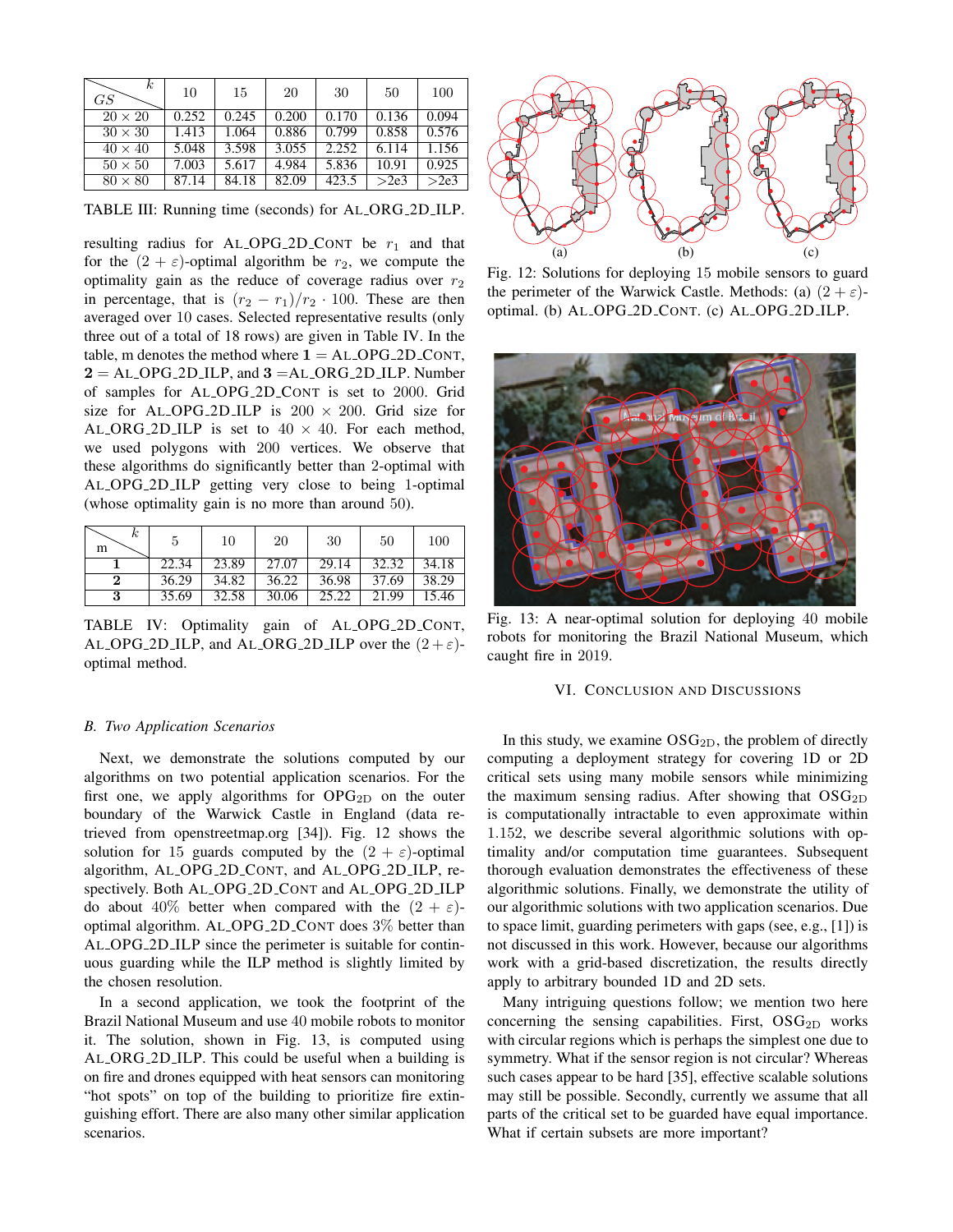| GS \ k | 10 | 15 | 20 | 30 | 50 | 100 |
|---|---|---|---|---|---|---|
| $20 \times 20$ | 0.252 | 0.245 | 0.200 | 0.170 | 0.136 | 0.094 |
| $30 \times 30$ | 1.413 | 1.064 | 0.886 | 0.799 | 0.858 | 0.576 |
| $40 \times 40$ | 5.048 | 3.598 | 3.055 | 2.252 | 6.114 | 1.156 |
| $50 \times 50$ | 7.003 | 5.617 | 4.984 | 5.836 | 10.91 | 0.925 |
| $80 \times 80$ | 87.14 | 84.18 | 82.09 | 423.5 | >2e3 | >2e3 |

TABLE III: Running time (seconds) for AL_ORG_2D_ILP.

resulting radius for AL_OPG_2D_CONT be $r_1$ and that for the $(2+\varepsilon)$-optimal algorithm be $r_2$, we compute the optimality gain as the reduce of coverage radius over $r_2$ in percentage, that is $(r_2 - r_1)/r_2 \cdot 100$. These are then averaged over 10 cases. Selected representative results (only three out of a total of 18 rows) are given in Table IV. In the table, m denotes the method where **1** = AL_OPG_2D_CONT, **2** = AL_OPG_2D_ILP, and **3** = AL_ORG_2D_ILP. Number of samples for AL_OPG_2D_CONT is set to 2000. Grid size for AL_OPG_2D_ILP is $200 \times 200$. Grid size for AL_ORG_2D_ILP is set to $40 \times 40$. For each method, we used polygons with 200 vertices. We observe that these algorithms do significantly better than 2-optimal with AL_OPG_2D_ILP getting very close to being 1-optimal (whose optimality gain is no more than around 50).

| m \ k | 5 | 10 | 20 | 30 | 50 | 100 |
|---|---|---|---|---|---|---|
| **1** | 22.34 | 23.89 | 27.07 | 29.14 | 32.32 | 34.18 |
| **2** | 36.29 | 34.82 | 36.22 | 36.98 | 37.69 | 38.29 |
| **3** | 35.69 | 32.58 | 30.06 | 25.22 | 21.99 | 15.46 |

TABLE IV: Optimality gain of AL_OPG_2D_CONT, AL_OPG_2D_ILP, and AL_ORG_2D_ILP over the $(2+\varepsilon)$-optimal method.

### B. Two Application Scenarios

Next, we demonstrate the solutions computed by our algorithms on two potential application scenarios. For the first one, we apply algorithms for $\text{OPG}_{\text{2D}}$ on the outer boundary of the Warwick Castle in England (data retrieved from openstreetmap.org [34]). Fig. 12 shows the solution for 15 guards computed by the $(2+\varepsilon)$-optimal algorithm, AL_OPG_2D_CONT, and AL_OPG_2D_ILP, respectively. Both AL_OPG_2D_CONT and AL_OPG_2D_ILP do about 40% better when compared with the $(2+\varepsilon)$-optimal algorithm. AL_OPG_2D_CONT does 3% better than AL_OPG_2D_ILP since the perimeter is suitable for continuous guarding while the ILP method is slightly limited by the chosen resolution.

In a second application, we took the footprint of the Brazil National Museum and use 40 mobile robots to monitor it. The solution, shown in Fig. 13, is computed using AL_ORG_2D_ILP. This could be useful when a building is on fire and drones equipped with heat sensors can monitoring "hot spots" on top of the building to prioritize fire extinguishing effort. There are also many other similar application scenarios.

Fig. 12: Solutions for deploying 15 mobile sensors to guard the perimeter of the Warwick Castle. Methods: (a) $(2+\varepsilon)$-optimal. (b) AL_OPG_2D_CONT. (c) AL_OPG_2D_ILP.

Fig. 13: A near-optimal solution for deploying 40 mobile robots for monitoring the Brazil National Museum, which caught fire in 2019.

## VI. Conclusion and Discussions

In this study, we examine $\text{OSG}_{\text{2D}}$, the problem of directly computing a deployment strategy for covering 1D or 2D critical sets using many mobile sensors while minimizing the maximum sensing radius. After showing that $\text{OSG}_{\text{2D}}$ is computationally intractable to even approximate within 1.152, we describe several algorithmic solutions with optimality and/or computation time guarantees. Subsequent thorough evaluation demonstrates the effectiveness of these algorithmic solutions. Finally, we demonstrate the utility of our algorithmic solutions with two application scenarios. Due to space limit, guarding perimeters with gaps (see, e.g., [1]) is not discussed in this work. However, because our algorithms work with a grid-based discretization, the results directly apply to arbitrary bounded 1D and 2D sets.

Many intriguing questions follow; we mention two here concerning the sensing capabilities. First, $\text{OSG}_{\text{2D}}$ works with circular regions which is perhaps the simplest one due to symmetry. What if the sensor region is not circular? Whereas such cases appear to be hard [35], effective scalable solutions may still be possible. Secondly, currently we assume that all parts of the critical set to be guarded have equal importance. What if certain subsets are more important?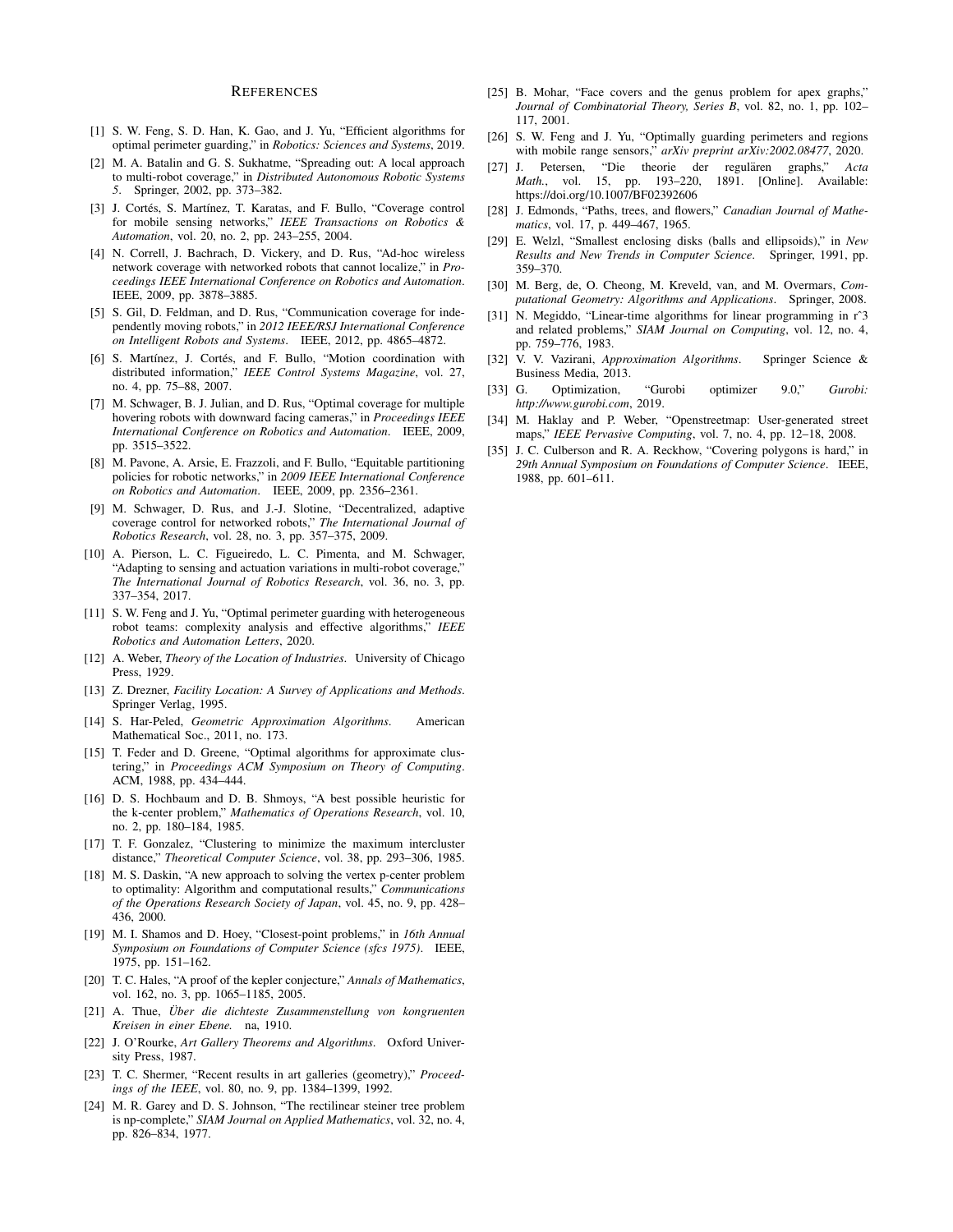# References

[1] S. W. Feng, S. D. Han, K. Gao, and J. Yu, "Efficient algorithms for optimal perimeter guarding," in *Robotics: Sciences and Systems*, 2019.

[2] M. A. Batalin and G. S. Sukhatme, "Spreading out: A local approach to multi-robot coverage," in *Distributed Autonomous Robotic Systems 5*. Springer, 2002, pp. 373–382.

[3] J. Cortés, S. Martínez, T. Karatas, and F. Bullo, "Coverage control for mobile sensing networks," *IEEE Transactions on Robotics & Automation*, vol. 20, no. 2, pp. 243–255, 2004.

[4] N. Correll, J. Bachrach, D. Vickery, and D. Rus, "Ad-hoc wireless network coverage with networked robots that cannot localize," in *Proceedings IEEE International Conference on Robotics and Automation*. IEEE, 2009, pp. 3878–3885.

[5] S. Gil, D. Feldman, and D. Rus, "Communication coverage for independently moving robots," in *2012 IEEE/RSJ International Conference on Intelligent Robots and Systems*. IEEE, 2012, pp. 4865–4872.

[6] S. Martínez, J. Cortés, and F. Bullo, "Motion coordination with distributed information," *IEEE Control Systems Magazine*, vol. 27, no. 4, pp. 75–88, 2007.

[7] M. Schwager, B. J. Julian, and D. Rus, "Optimal coverage for multiple hovering robots with downward facing cameras," in *Proceedings IEEE International Conference on Robotics and Automation*. IEEE, 2009, pp. 3515–3522.

[8] M. Pavone, A. Arsie, E. Frazzoli, and F. Bullo, "Equitable partitioning policies for robotic networks," in *2009 IEEE International Conference on Robotics and Automation*. IEEE, 2009, pp. 2356–2361.

[9] M. Schwager, D. Rus, and J.-J. Slotine, "Decentralized, adaptive coverage control for networked robots," *The International Journal of Robotics Research*, vol. 28, no. 3, pp. 357–375, 2009.

[10] A. Pierson, L. C. Figueiredo, L. C. Pimenta, and M. Schwager, "Adapting to sensing and actuation variations in multi-robot coverage," *The International Journal of Robotics Research*, vol. 36, no. 3, pp. 337–354, 2017.

[11] S. W. Feng and J. Yu, "Optimal perimeter guarding with heterogeneous robot teams: complexity analysis and effective algorithms," *IEEE Robotics and Automation Letters*, 2020.

[12] A. Weber, *Theory of the Location of Industries*. University of Chicago Press, 1929.

[13] Z. Drezner, *Facility Location: A Survey of Applications and Methods*. Springer Verlag, 1995.

[14] S. Har-Peled, *Geometric Approximation Algorithms*. American Mathematical Soc., 2011, no. 173.

[15] T. Feder and D. Greene, "Optimal algorithms for approximate clustering," in *Proceedings ACM Symposium on Theory of Computing*. ACM, 1988, pp. 434–444.

[16] D. S. Hochbaum and D. B. Shmoys, "A best possible heuristic for the k-center problem," *Mathematics of Operations Research*, vol. 10, no. 2, pp. 180–184, 1985.

[17] T. F. Gonzalez, "Clustering to minimize the maximum intercluster distance," *Theoretical Computer Science*, vol. 38, pp. 293–306, 1985.

[18] M. S. Daskin, "A new approach to solving the vertex p-center problem to optimality: Algorithm and computational results," *Communications of the Operations Research Society of Japan*, vol. 45, no. 9, pp. 428–436, 2000.

[19] M. I. Shamos and D. Hoey, "Closest-point problems," in *16th Annual Symposium on Foundations of Computer Science (sfcs 1975)*. IEEE, 1975, pp. 151–162.

[20] T. C. Hales, "A proof of the kepler conjecture," *Annals of Mathematics*, vol. 162, no. 3, pp. 1065–1185, 2005.

[21] A. Thue, *Über die dichteste Zusammenstellung von kongruenten Kreisen in einer Ebene.* na, 1910.

[22] J. O'Rourke, *Art Gallery Theorems and Algorithms*. Oxford University Press, 1987.

[23] T. C. Shermer, "Recent results in art galleries (geometry)," *Proceedings of the IEEE*, vol. 80, no. 9, pp. 1384–1399, 1992.

[24] M. R. Garey and D. S. Johnson, "The rectilinear steiner tree problem is np-complete," *SIAM Journal on Applied Mathematics*, vol. 32, no. 4, pp. 826–834, 1977.

[25] B. Mohar, "Face covers and the genus problem for apex graphs," *Journal of Combinatorial Theory, Series B*, vol. 82, no. 1, pp. 102–117, 2001.

[26] S. W. Feng and J. Yu, "Optimally guarding perimeters and regions with mobile range sensors," *arXiv preprint arXiv:2002.08477*, 2020.

[27] J. Petersen, "Die theorie der regulären graphs," *Acta Math.*, vol. 15, pp. 193–220, 1891. [Online]. Available: https://doi.org/10.1007/BF02392606

[28] J. Edmonds, "Paths, trees, and flowers," *Canadian Journal of Mathematics*, vol. 17, p. 449–467, 1965.

[29] E. Welzl, "Smallest enclosing disks (balls and ellipsoids)," in *New Results and New Trends in Computer Science*. Springer, 1991, pp. 359–370.

[30] M. Berg, de, O. Cheong, M. Kreveld, van, and M. Overmars, *Computational Geometry: Algorithms and Applications*. Springer, 2008.

[31] N. Megiddo, "Linear-time algorithms for linear programming in r^3 and related problems," *SIAM Journal on Computing*, vol. 12, no. 4, pp. 759–776, 1983.

[32] V. V. Vazirani, *Approximation Algorithms*. Springer Science & Business Media, 2013.

[33] G. Optimization, "Gurobi optimizer 9.0," *Gurobi: http://www.gurobi.com*, 2019.

[34] M. Haklay and P. Weber, "Openstreetmap: User-generated street maps," *IEEE Pervasive Computing*, vol. 7, no. 4, pp. 12–18, 2008.

[35] J. C. Culberson and R. A. Reckhow, "Covering polygons is hard," in *29th Annual Symposium on Foundations of Computer Science*. IEEE, 1988, pp. 601–611.